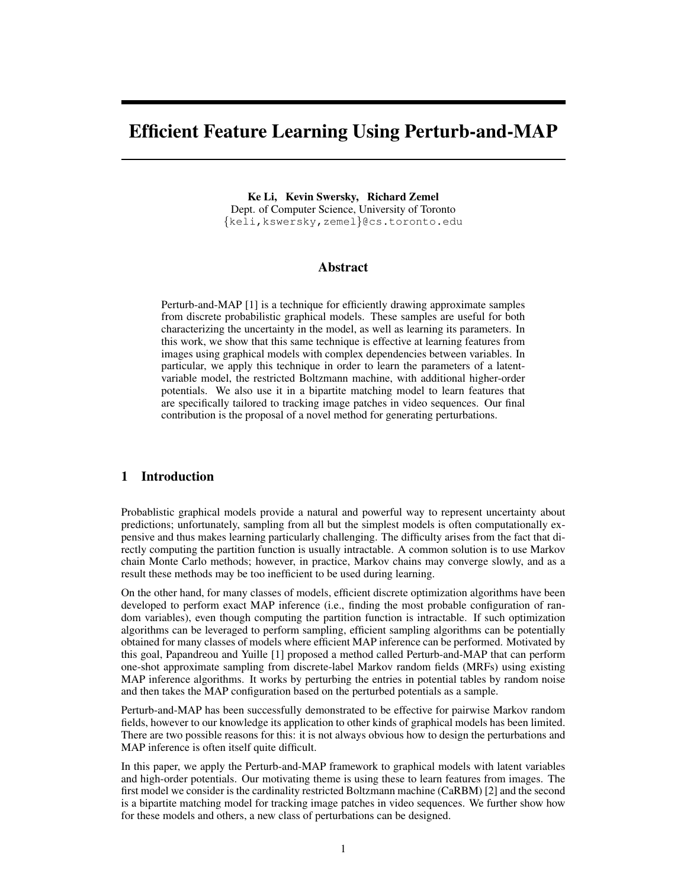# Efficient Feature Learning Using Perturb-and-MAP

**Ke Li, Kevin Swersky, Richard Zemel**
Dept. of Computer Science, University of Toronto
{keli,kswersky,zemel}@cs.toronto.edu

## Abstract

Perturb-and-MAP [1] is a technique for efficiently drawing approximate samples from discrete probabilistic graphical models. These samples are useful for both characterizing the uncertainty in the model, as well as learning its parameters. In this work, we show that this same technique is effective at learning features from images using graphical models with complex dependencies between variables. In particular, we apply this technique in order to learn the parameters of a latent-variable model, the restricted Boltzmann machine, with additional higher-order potentials. We also use it in a bipartite matching model to learn features that are specifically tailored to tracking image patches in video sequences. Our final contribution is the proposal of a novel method for generating perturbations.

## 1 Introduction

Probablistic graphical models provide a natural and powerful way to represent uncertainty about predictions; unfortunately, sampling from all but the simplest models is often computationally expensive and thus makes learning particularly challenging. The difficulty arises from the fact that directly computing the partition function is usually intractable. A common solution is to use Markov chain Monte Carlo methods; however, in practice, Markov chains may converge slowly, and as a result these methods may be too inefficient to be used during learning.

On the other hand, for many classes of models, efficient discrete optimization algorithms have been developed to perform exact MAP inference (i.e., finding the most probable configuration of random variables), even though computing the partition function is intractable. If such optimization algorithms can be leveraged to perform sampling, efficient sampling algorithms can be potentially obtained for many classes of models where efficient MAP inference can be performed. Motivated by this goal, Papandreou and Yuille [1] proposed a method called Perturb-and-MAP that can perform one-shot approximate sampling from discrete-label Markov random fields (MRFs) using existing MAP inference algorithms. It works by perturbing the entries in potential tables by random noise and then takes the MAP configuration based on the perturbed potentials as a sample.

Perturb-and-MAP has been successfully demonstrated to be effective for pairwise Markov random fields, however to our knowledge its application to other kinds of graphical models has been limited. There are two possible reasons for this: it is not always obvious how to design the perturbations and MAP inference is often itself quite difficult.

In this paper, we apply the Perturb-and-MAP framework to graphical models with latent variables and high-order potentials. Our motivating theme is using these to learn features from images. The first model we consider is the cardinality restricted Boltzmann machine (CaRBM) [2] and the second is a bipartite matching model for tracking image patches in video sequences. We further show how for these models and others, a new class of perturbations can be designed.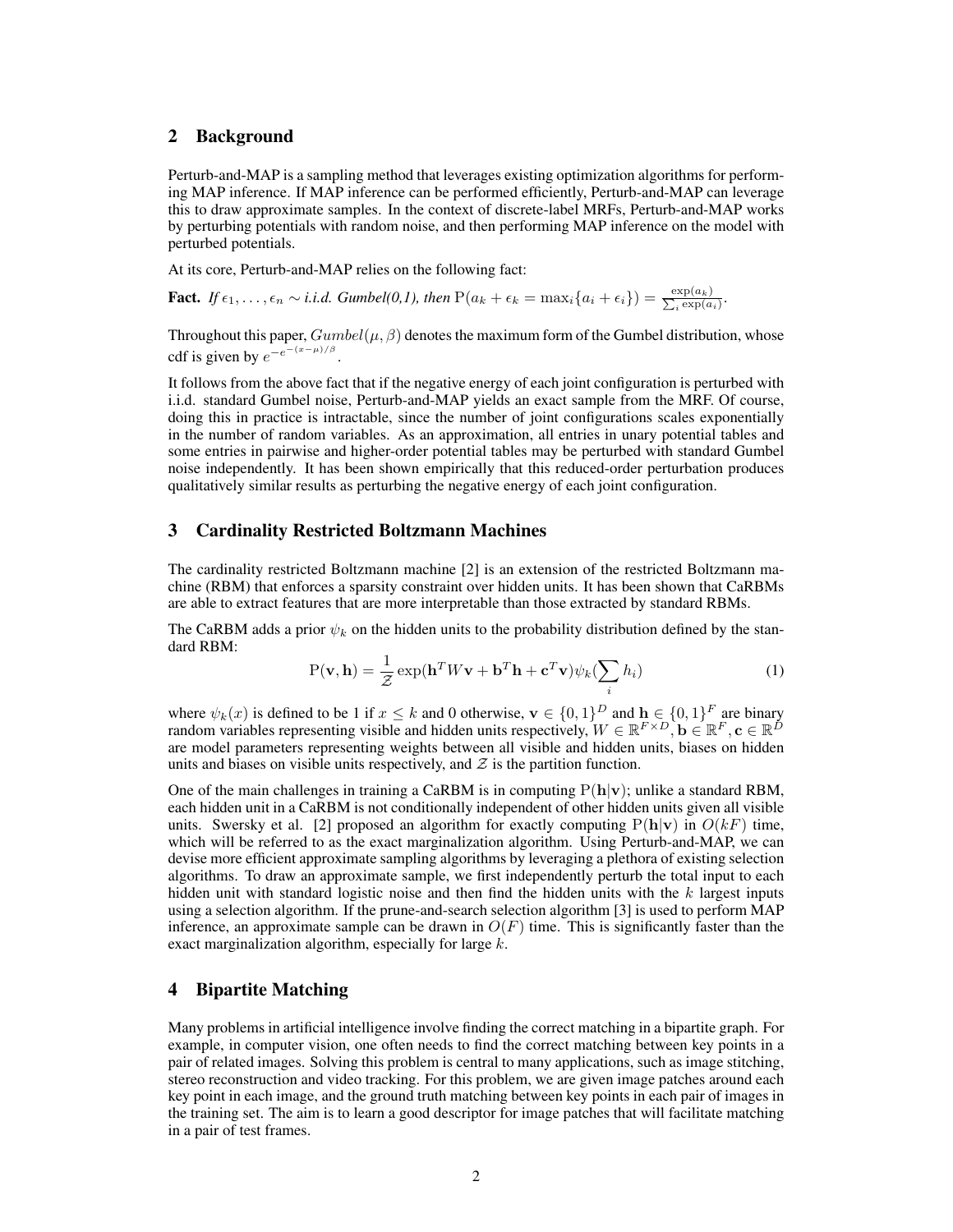## 2 Background

Perturb-and-MAP is a sampling method that leverages existing optimization algorithms for performing MAP inference. If MAP inference can be performed efficiently, Perturb-and-MAP can leverage this to draw approximate samples. In the context of discrete-label MRFs, Perturb-and-MAP works by perturbing potentials with random noise, and then performing MAP inference on the model with perturbed potentials.

At its core, Perturb-and-MAP relies on the following fact:

**Fact.** *If $\epsilon_1, \ldots, \epsilon_n \sim$ i.i.d. Gumbel(0,1), then* $\mathrm{P}(a_k + \epsilon_k = \max_i\{a_i + \epsilon_i\}) = \frac{\exp(a_k)}{\sum_i \exp(a_i)}$.

Throughout this paper, $Gumbel(\mu, \beta)$ denotes the maximum form of the Gumbel distribution, whose cdf is given by $e^{-e^{-(x-\mu)/\beta}}$.

It follows from the above fact that if the negative energy of each joint configuration is perturbed with i.i.d. standard Gumbel noise, Perturb-and-MAP yields an exact sample from the MRF. Of course, doing this in practice is intractable, since the number of joint configurations scales exponentially in the number of random variables. As an approximation, all entries in unary potential tables and some entries in pairwise and higher-order potential tables may be perturbed with standard Gumbel noise independently. It has been shown empirically that this reduced-order perturbation produces qualitatively similar results as perturbing the negative energy of each joint configuration.

## 3 Cardinality Restricted Boltzmann Machines

The cardinality restricted Boltzmann machine [2] is an extension of the restricted Boltzmann machine (RBM) that enforces a sparsity constraint over hidden units. It has been shown that CaRBMs are able to extract features that are more interpretable than those extracted by standard RBMs.

The CaRBM adds a prior $\psi_k$ on the hidden units to the probability distribution defined by the standard RBM:

$$\mathrm{P}(\mathbf{v}, \mathbf{h}) = \frac{1}{\mathcal{Z}} \exp(\mathbf{h}^T W \mathbf{v} + \mathbf{b}^T \mathbf{h} + \mathbf{c}^T \mathbf{v}) \psi_k(\sum_i h_i) \tag{1}$$

where $\psi_k(x)$ is defined to be 1 if $x \leq k$ and 0 otherwise, $\mathbf{v} \in \{0,1\}^D$ and $\mathbf{h} \in \{0,1\}^F$ are binary random variables representing visible and hidden units respectively, $W \in \mathbb{R}^{F \times D}$, $\mathbf{b} \in \mathbb{R}^F$, $\mathbf{c} \in \mathbb{R}^D$ are model parameters representing weights between all visible and hidden units, biases on hidden units and biases on visible units respectively, and $\mathcal{Z}$ is the partition function.

One of the main challenges in training a CaRBM is in computing $\mathrm{P}(\mathbf{h}|\mathbf{v})$; unlike a standard RBM, each hidden unit in a CaRBM is not conditionally independent of other hidden units given all visible units. Swersky et al. [2] proposed an algorithm for exactly computing $\mathrm{P}(\mathbf{h}|\mathbf{v})$ in $O(kF)$ time, which will be referred to as the exact marginalization algorithm. Using Perturb-and-MAP, we can devise more efficient approximate sampling algorithms by leveraging a plethora of existing selection algorithms. To draw an approximate sample, we first independently perturb the total input to each hidden unit with standard logistic noise and then find the hidden units with the $k$ largest inputs using a selection algorithm. If the prune-and-search selection algorithm [3] is used to perform MAP inference, an approximate sample can be drawn in $O(F)$ time. This is significantly faster than the exact marginalization algorithm, especially for large $k$.

## 4 Bipartite Matching

Many problems in artificial intelligence involve finding the correct matching in a bipartite graph. For example, in computer vision, one often needs to find the correct matching between key points in a pair of related images. Solving this problem is central to many applications, such as image stitching, stereo reconstruction and video tracking. For this problem, we are given image patches around each key point in each image, and the ground truth matching between key points in each pair of images in the training set. The aim is to learn a good descriptor for image patches that will facilitate matching in a pair of test frames.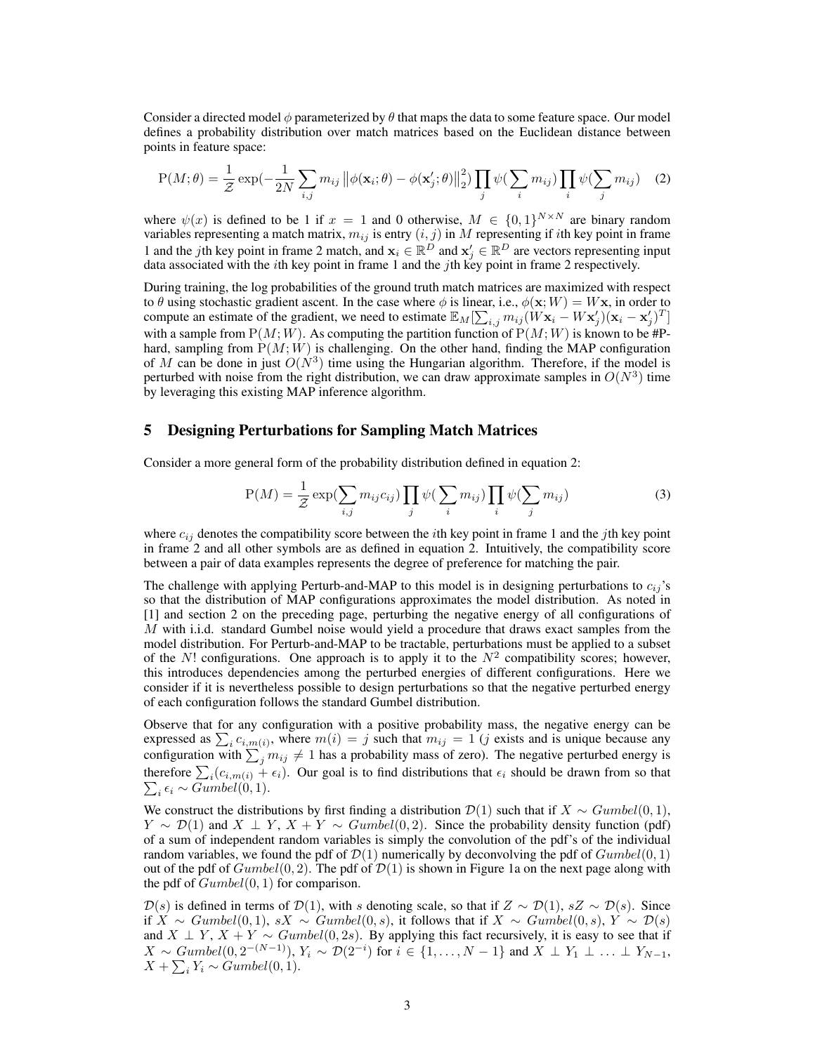Consider a directed model $\phi$ parameterized by $\theta$ that maps the data to some feature space. Our model defines a probability distribution over match matrices based on the Euclidean distance between points in feature space:

$$\mathrm{P}(M;\theta) = \frac{1}{\mathcal{Z}} \exp(-\frac{1}{2N}\sum_{i,j} m_{ij} \left\|\phi(\mathbf{x}_i;\theta) - \phi(\mathbf{x}'_j;\theta)\right\|_2^2) \prod_j \psi(\sum_i m_{ij}) \prod_i \psi(\sum_j m_{ij}) \quad (2)$$

where $\psi(x)$ is defined to be 1 if $x = 1$ and 0 otherwise, $M \in \{0,1\}^{N\times N}$ are binary random variables representing a match matrix, $m_{ij}$ is entry $(i,j)$ in $M$ representing if $i$th key point in frame 1 and the $j$th key point in frame 2 match, and $\mathbf{x}_i \in \mathbb{R}^D$ and $\mathbf{x}'_j \in \mathbb{R}^D$ are vectors representing input data associated with the $i$th key point in frame 1 and the $j$th key point in frame 2 respectively.

During training, the log probabilities of the ground truth match matrices are maximized with respect to $\theta$ using stochastic gradient ascent. In the case where $\phi$ is linear, i.e., $\phi(\mathbf{x};W) = W\mathbf{x}$, in order to compute an estimate of the gradient, we need to estimate $\mathbb{E}_M[\sum_{i,j} m_{ij}(W\mathbf{x}_i - W\mathbf{x}'_j)(\mathbf{x}_i - \mathbf{x}'_j)^T]$ with a sample from $\mathrm{P}(M;W)$. As computing the partition function of $\mathrm{P}(M;W)$ is known to be #P-hard, sampling from $\mathrm{P}(M;W)$ is challenging. On the other hand, finding the MAP configuration of $M$ can be done in just $O(N^3)$ time using the Hungarian algorithm. Therefore, if the model is perturbed with noise from the right distribution, we can draw approximate samples in $O(N^3)$ time by leveraging this existing MAP inference algorithm.

## 5 Designing Perturbations for Sampling Match Matrices

Consider a more general form of the probability distribution defined in equation 2:

$$\mathrm{P}(M) = \frac{1}{\mathcal{Z}} \exp(\sum_{i,j} m_{ij}c_{ij}) \prod_j \psi(\sum_i m_{ij}) \prod_i \psi(\sum_j m_{ij}) \quad (3)$$

where $c_{ij}$ denotes the compatibility score between the $i$th key point in frame 1 and the $j$th key point in frame 2 and all other symbols are as defined in equation 2. Intuitively, the compatibility score between a pair of data examples represents the degree of preference for matching the pair.

The challenge with applying Perturb-and-MAP to this model is in designing perturbations to $c_{ij}$'s so that the distribution of MAP configurations approximates the model distribution. As noted in [1] and section 2 on the preceding page, perturbing the negative energy of all configurations of $M$ with i.i.d. standard Gumbel noise would yield a procedure that draws exact samples from the model distribution. For Perturb-and-MAP to be tractable, perturbations must be applied to a subset of the $N!$ configurations. One approach is to apply it to the $N^2$ compatibility scores; however, this introduces dependencies among the perturbed energies of different configurations. Here we consider if it is nevertheless possible to design perturbations so that the negative perturbed energy of each configuration follows the standard Gumbel distribution.

Observe that for any configuration with a positive probability mass, the negative energy can be expressed as $\sum_i c_{i,m(i)}$, where $m(i) = j$ such that $m_{ij} = 1$ ($j$ exists and is unique because any configuration with $\sum_j m_{ij} \neq 1$ has a probability mass of zero). The negative perturbed energy is therefore $\sum_i (c_{i,m(i)} + \epsilon_i)$. Our goal is to find distributions that $\epsilon_i$ should be drawn from so that $\sum_i \epsilon_i \sim Gumbel(0,1)$.

We construct the distributions by first finding a distribution $\mathcal{D}(1)$ such that if $X \sim Gumbel(0,1)$, $Y \sim \mathcal{D}(1)$ and $X \perp Y$, $X + Y \sim Gumbel(0,2)$. Since the probability density function (pdf) of a sum of independent random variables is simply the convolution of the pdf's of the individual random variables, we found the pdf of $\mathcal{D}(1)$ numerically by deconvolving the pdf of $Gumbel(0,1)$ out of the pdf of $Gumbel(0,2)$. The pdf of $\mathcal{D}(1)$ is shown in Figure 1a on the next page along with the pdf of $Gumbel(0,1)$ for comparison.

$\mathcal{D}(s)$ is defined in terms of $\mathcal{D}(1)$, with $s$ denoting scale, so that if $Z \sim \mathcal{D}(1)$, $sZ \sim \mathcal{D}(s)$. Since if $X \sim Gumbel(0,1)$, $sX \sim Gumbel(0,s)$, it follows that if $X \sim Gumbel(0,s)$, $Y \sim \mathcal{D}(s)$ and $X \perp Y$, $X + Y \sim Gumbel(0,2s)$. By applying this fact recursively, it is easy to see that if $X \sim Gumbel(0, 2^{-(N-1)})$, $Y_i \sim \mathcal{D}(2^{-i})$ for $i \in \{1,\ldots,N-1\}$ and $X \perp Y_1 \perp \ldots \perp Y_{N-1}$, $X + \sum_i Y_i \sim Gumbel(0,1)$.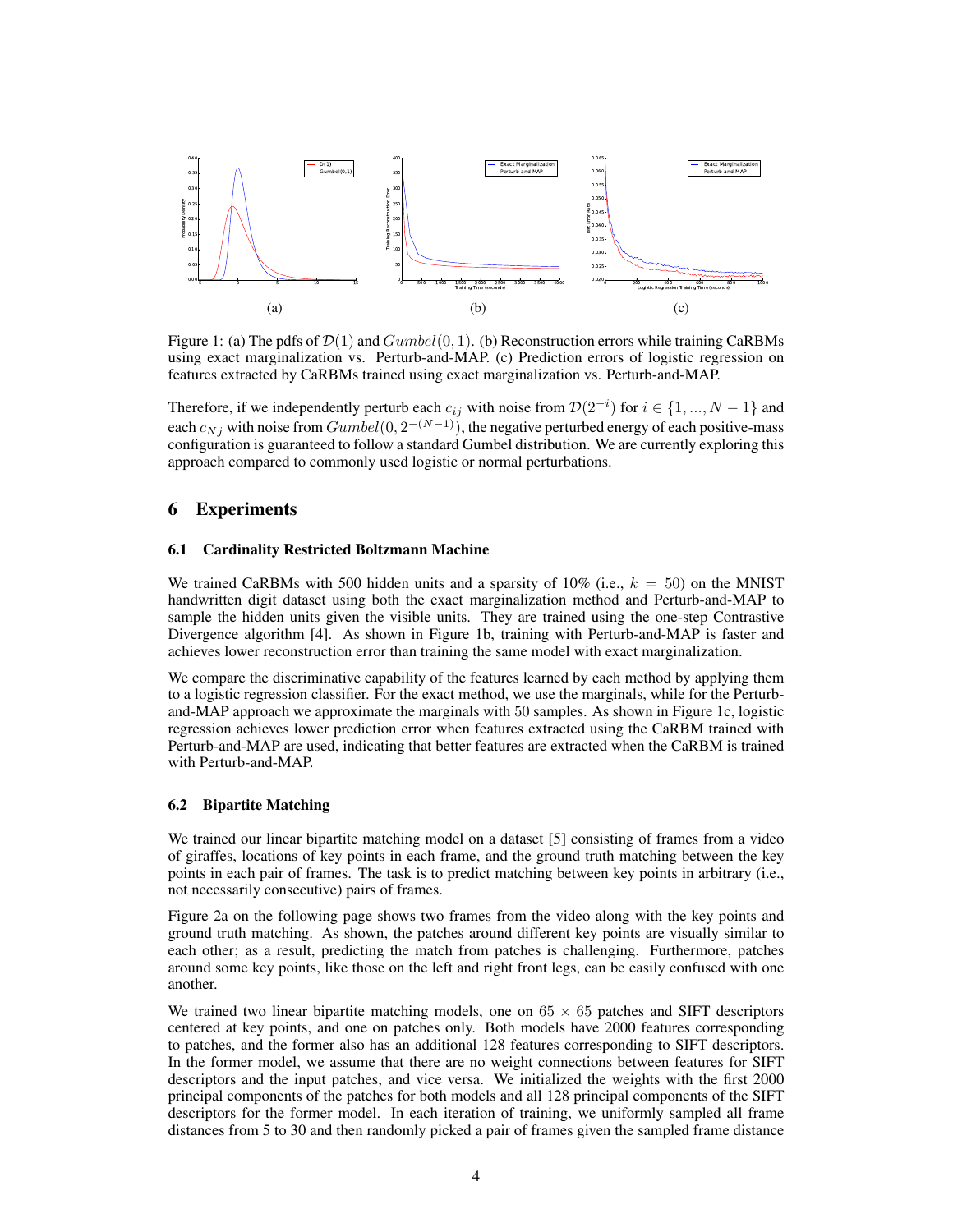Figure 1: (a) The pdfs of $\mathcal{D}(1)$ and $Gumbel(0, 1)$. (b) Reconstruction errors while training CaRBMs using exact marginalization vs. Perturb-and-MAP. (c) Prediction errors of logistic regression on features extracted by CaRBMs trained using exact marginalization vs. Perturb-and-MAP.

Therefore, if we independently perturb each $c_{ij}$ with noise from $\mathcal{D}(2^{-i})$ for $i \in \{1, ..., N-1\}$ and each $c_{Nj}$ with noise from $Gumbel(0, 2^{-(N-1)})$, the negative perturbed energy of each positive-mass configuration is guaranteed to follow a standard Gumbel distribution. We are currently exploring this approach compared to commonly used logistic or normal perturbations.

## 6 Experiments

### 6.1 Cardinality Restricted Boltzmann Machine

We trained CaRBMs with 500 hidden units and a sparsity of 10% (i.e., $k = 50$) on the MNIST handwritten digit dataset using both the exact marginalization method and Perturb-and-MAP to sample the hidden units given the visible units. They are trained using the one-step Contrastive Divergence algorithm [4]. As shown in Figure 1b, training with Perturb-and-MAP is faster and achieves lower reconstruction error than training the same model with exact marginalization.

We compare the discriminative capability of the features learned by each method by applying them to a logistic regression classifier. For the exact method, we use the marginals, while for the Perturb-and-MAP approach we approximate the marginals with 50 samples. As shown in Figure 1c, logistic regression achieves lower prediction error when features extracted using the CaRBM trained with Perturb-and-MAP are used, indicating that better features are extracted when the CaRBM is trained with Perturb-and-MAP.

### 6.2 Bipartite Matching

We trained our linear bipartite matching model on a dataset [5] consisting of frames from a video of giraffes, locations of key points in each frame, and the ground truth matching between the key points in each pair of frames. The task is to predict matching between key points in arbitrary (i.e., not necessarily consecutive) pairs of frames.

Figure 2a on the following page shows two frames from the video along with the key points and ground truth matching. As shown, the patches around different key points are visually similar to each other; as a result, predicting the match from patches is challenging. Furthermore, patches around some key points, like those on the left and right front legs, can be easily confused with one another.

We trained two linear bipartite matching models, one on $65 \times 65$ patches and SIFT descriptors centered at key points, and one on patches only. Both models have 2000 features corresponding to patches, and the former also has an additional 128 features corresponding to SIFT descriptors. In the former model, we assume that there are no weight connections between features for SIFT descriptors and the input patches, and vice versa. We initialized the weights with the first 2000 principal components of the patches for both models and all 128 principal components of the SIFT descriptors for the former model. In each iteration of training, we uniformly sampled all frame distances from 5 to 30 and then randomly picked a pair of frames given the sampled frame distance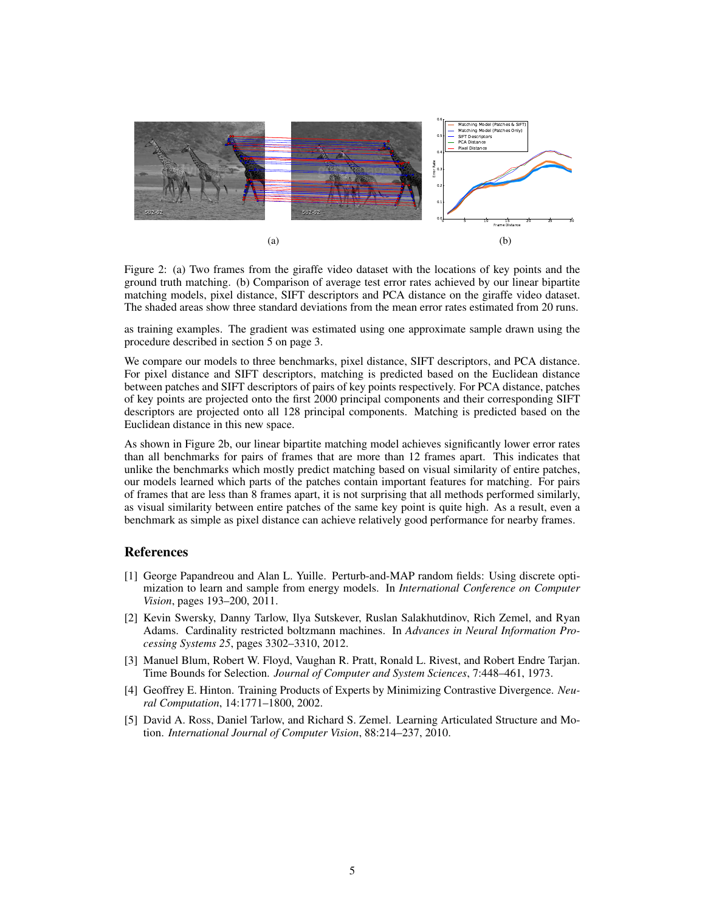582-62

582-62

(a)

0.6
0.5
0.4
0.3
0.2
0.1
0.0

Error Rate

0 5 10 15 20 25 30

Frame Distance

Matching Model (Patches & SIFT)
Matching Model (Patches Only)
SIFT Descriptors
PCA Distance
Pixel Distance

(b)

Figure 2: (a) Two frames from the giraffe video dataset with the locations of key points and the ground truth matching. (b) Comparison of average test error rates achieved by our linear bipartite matching models, pixel distance, SIFT descriptors and PCA distance on the giraffe video dataset. The shaded areas show three standard deviations from the mean error rates estimated from 20 runs.

as training examples. The gradient was estimated using one approximate sample drawn using the procedure described in section 5 on page 3.

We compare our models to three benchmarks, pixel distance, SIFT descriptors, and PCA distance. For pixel distance and SIFT descriptors, matching is predicted based on the Euclidean distance between patches and SIFT descriptors of pairs of key points respectively. For PCA distance, patches of key points are projected onto the first 2000 principal components and their corresponding SIFT descriptors are projected onto all 128 principal components. Matching is predicted based on the Euclidean distance in this new space.

As shown in Figure 2b, our linear bipartite matching model achieves significantly lower error rates than all benchmarks for pairs of frames that are more than 12 frames apart. This indicates that unlike the benchmarks which mostly predict matching based on visual similarity of entire patches, our models learned which parts of the patches contain important features for matching. For pairs of frames that are less than 8 frames apart, it is not surprising that all methods performed similarly, as visual similarity between entire patches of the same key point is quite high. As a result, even a benchmark as simple as pixel distance can achieve relatively good performance for nearby frames.

## References

[1] George Papandreou and Alan L. Yuille. Perturb-and-MAP random fields: Using discrete optimization to learn and sample from energy models. In *International Conference on Computer Vision*, pages 193–200, 2011.

[2] Kevin Swersky, Danny Tarlow, Ilya Sutskever, Ruslan Salakhutdinov, Rich Zemel, and Ryan Adams. Cardinality restricted boltzmann machines. In *Advances in Neural Information Processing Systems 25*, pages 3302–3310, 2012.

[3] Manuel Blum, Robert W. Floyd, Vaughan R. Pratt, Ronald L. Rivest, and Robert Endre Tarjan. Time Bounds for Selection. *Journal of Computer and System Sciences*, 7:448–461, 1973.

[4] Geoffrey E. Hinton. Training Products of Experts by Minimizing Contrastive Divergence. *Neural Computation*, 14:1771–1800, 2002.

[5] David A. Ross, Daniel Tarlow, and Richard S. Zemel. Learning Articulated Structure and Motion. *International Journal of Computer Vision*, 88:214–237, 2010.